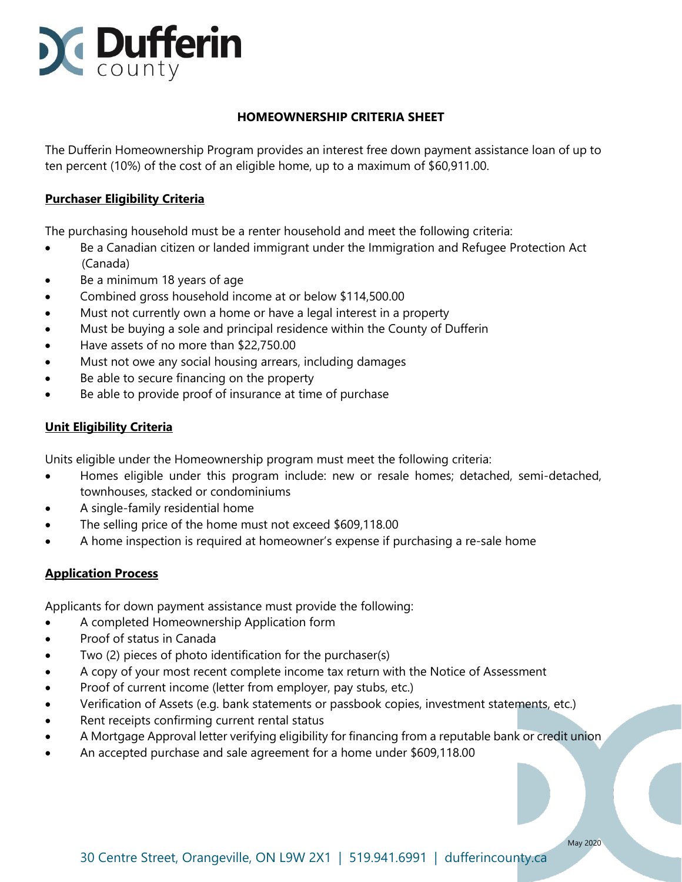# HOMEOWNERSHIP CRITERIA SHEET

The Dufferin Homeownership Program provides an interest free down payment assistance loan of up to ten percent (10%) of the cost of an eligible home, up to a maximum of $60,911.00.

## Purchaser Eligibility Criteria

The purchasing household must be a renter household and meet the following criteria:

- Be a Canadian citizen or landed immigrant under the Immigration and Refugee Protection Act (Canada)
- Be a minimum 18 years of age
- Combined gross household income at or below $114,500.00
- Must not currently own a home or have a legal interest in a property
- Must be buying a sole and principal residence within the County of Dufferin
- Have assets of no more than $22,750.00
- Must not owe any social housing arrears, including damages
- Be able to secure financing on the property
- Be able to provide proof of insurance at time of purchase

## Unit Eligibility Criteria

Units eligible under the Homeownership program must meet the following criteria:

- Homes eligible under this program include: new or resale homes; detached, semi-detached, townhouses, stacked or condominiums
- A single-family residential home
- The selling price of the home must not exceed $609,118.00
- A home inspection is required at homeowner's expense if purchasing a re-sale home

## Application Process

Applicants for down payment assistance must provide the following:

- A completed Homeownership Application form
- Proof of status in Canada
- Two (2) pieces of photo identification for the purchaser(s)
- A copy of your most recent complete income tax return with the Notice of Assessment
- Proof of current income (letter from employer, pay stubs, etc.)
- Verification of Assets (e.g. bank statements or passbook copies, investment statements, etc.)
- Rent receipts confirming current rental status
- A Mortgage Approval letter verifying eligibility for financing from a reputable bank or credit union
- An accepted purchase and sale agreement for a home under $609,118.00

May 2020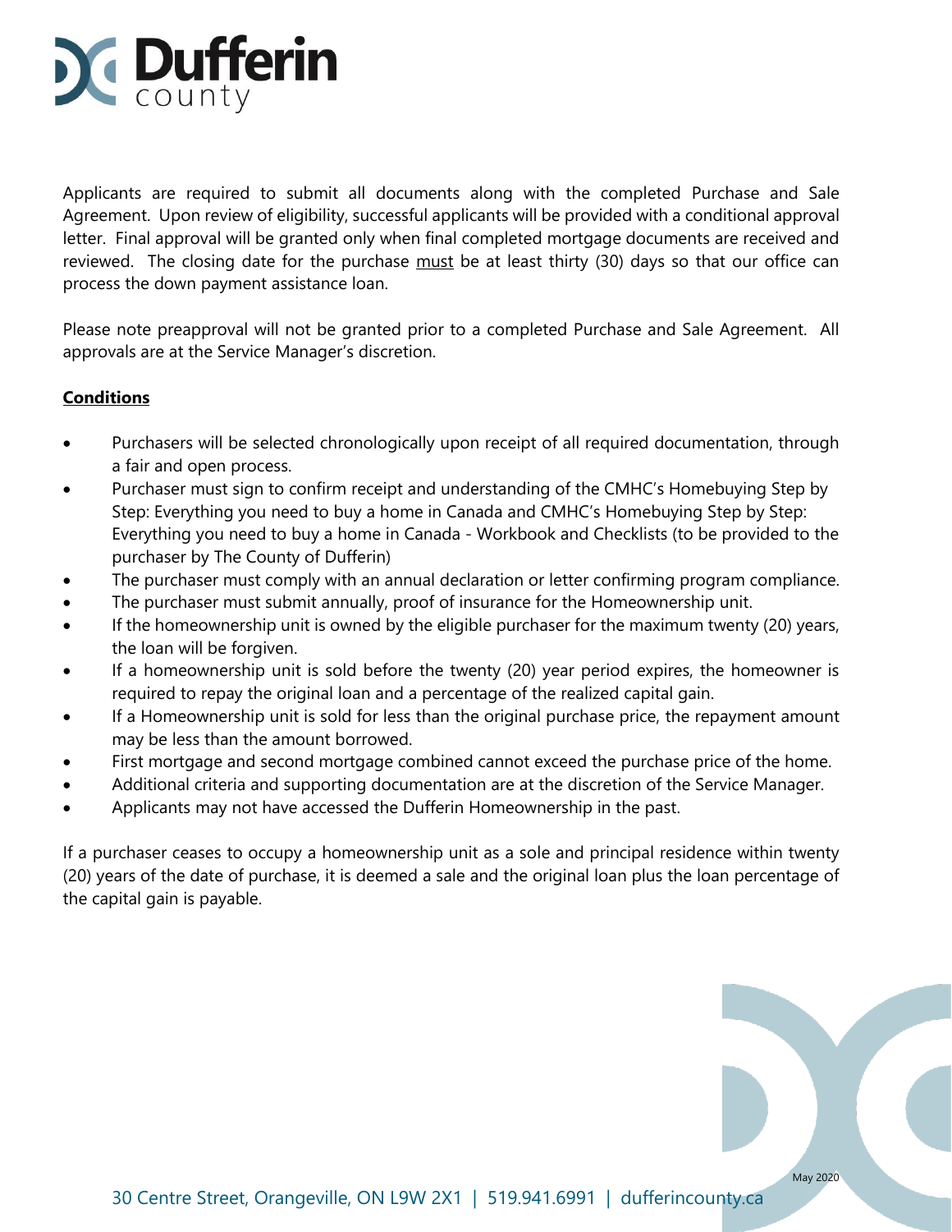Applicants are required to submit all documents along with the completed Purchase and Sale Agreement. Upon review of eligibility, successful applicants will be provided with a conditional approval letter. Final approval will be granted only when final completed mortgage documents are received and reviewed. The closing date for the purchase must be at least thirty (30) days so that our office can process the down payment assistance loan.

Please note preapproval will not be granted prior to a completed Purchase and Sale Agreement. All approvals are at the Service Manager's discretion.

**Conditions**

- Purchasers will be selected chronologically upon receipt of all required documentation, through a fair and open process.
- Purchaser must sign to confirm receipt and understanding of the CMHC's Homebuying Step by Step: Everything you need to buy a home in Canada and CMHC's Homebuying Step by Step: Everything you need to buy a home in Canada - Workbook and Checklists (to be provided to the purchaser by The County of Dufferin)
- The purchaser must comply with an annual declaration or letter confirming program compliance.
- The purchaser must submit annually, proof of insurance for the Homeownership unit.
- If the homeownership unit is owned by the eligible purchaser for the maximum twenty (20) years, the loan will be forgiven.
- If a homeownership unit is sold before the twenty (20) year period expires, the homeowner is required to repay the original loan and a percentage of the realized capital gain.
- If a Homeownership unit is sold for less than the original purchase price, the repayment amount may be less than the amount borrowed.
- First mortgage and second mortgage combined cannot exceed the purchase price of the home.
- Additional criteria and supporting documentation are at the discretion of the Service Manager.
- Applicants may not have accessed the Dufferin Homeownership in the past.

If a purchaser ceases to occupy a homeownership unit as a sole and principal residence within twenty (20) years of the date of purchase, it is deemed a sale and the original loan plus the loan percentage of the capital gain is payable.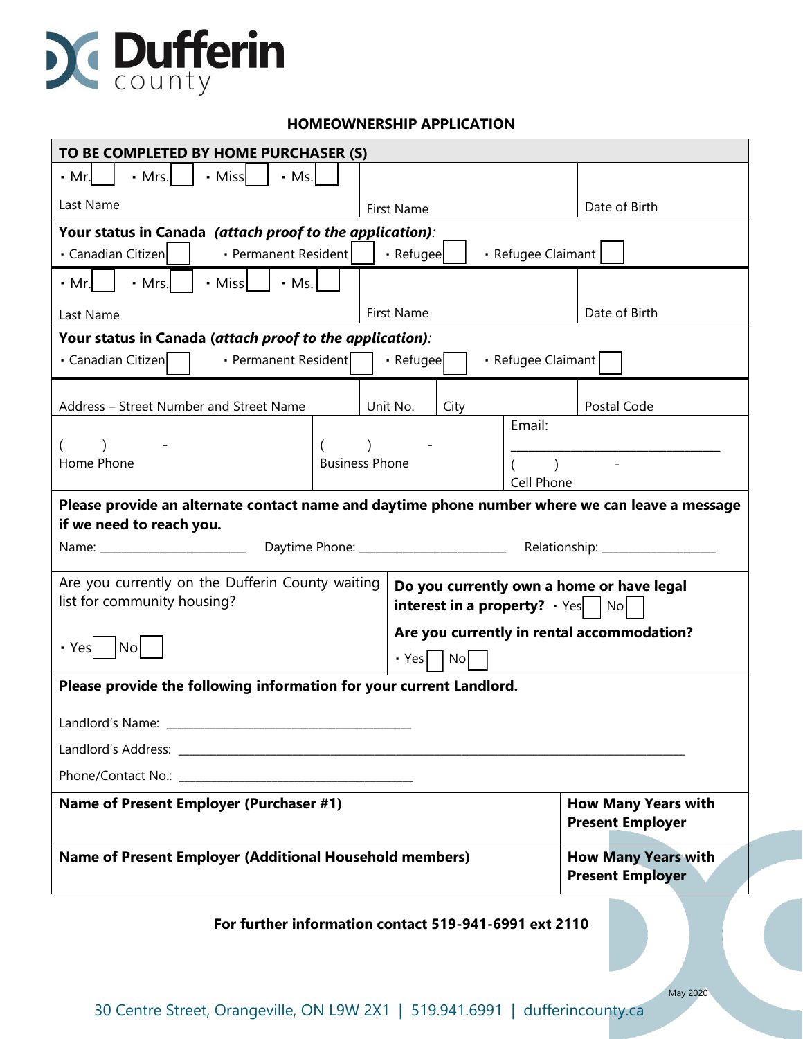Dufferin county

## HOMEOWNERSHIP APPLICATION

| **TO BE COMPLETED BY HOME PURCHASER (S)** | | |
|---|---|---|
| ▪ Mr. ☐ ▪ Mrs. ☐ ▪ Miss ☐ ▪ Ms. ☐ | | |
| Last Name | First Name | Date of Birth |
| **Your status in Canada** ***(attach proof to the application)***: ▪ Canadian Citizen ☐ ▪ Permanent Resident ☐ ▪ Refugee ☐ ▪ Refugee Claimant ☐ | | |
| ▪ Mr. ☐ ▪ Mrs. ☐ ▪ Miss ☐ ▪ Ms. ☐ | | |
| Last Name | First Name | Date of Birth |
| **Your status in Canada (*attach proof to the application*)**: ▪ Canadian Citizen ☐ ▪ Permanent Resident ☐ ▪ Refugee ☐ ▪ Refugee Claimant ☐ | | |

| Address – Street Number and Street Name | Unit No. | City | Postal Code |
|---|---|---|---|

| ( ) - Home Phone | ( ) - Business Phone | Email: ______________________ ( ) - Cell Phone |
|---|---|---|

**Please provide an alternate contact name and daytime phone number where we can leave a message if we need to reach you.**

Name: ______________________ Daytime Phone: ______________________ Relationship: __________________

| Are you currently on the Dufferin County waiting list for community housing? ▪ Yes ☐ No ☐ | **Do you currently own a home or have legal interest in a property?** ▪ Yes ☐ No ☐ **Are you currently in rental accommodation?** ▪ Yes ☐ No ☐ |
|---|---|

**Please provide the following information for your current Landlord.**

Landlord's Name: ________________________________________

Landlord's Address: ________________________________________________________________________________

Phone/Contact No.: ______________________________________

| **Name of Present Employer (Purchaser #1)** | **How Many Years with Present Employer** |
|---|---|
| **Name of Present Employer (Additional Household members)** | **How Many Years with Present Employer** |

**For further information contact 519-941-6991 ext 2110**

May 2020

30 Centre Street, Orangeville, ON L9W 2X1 | 519.941.6991 | dufferincounty.ca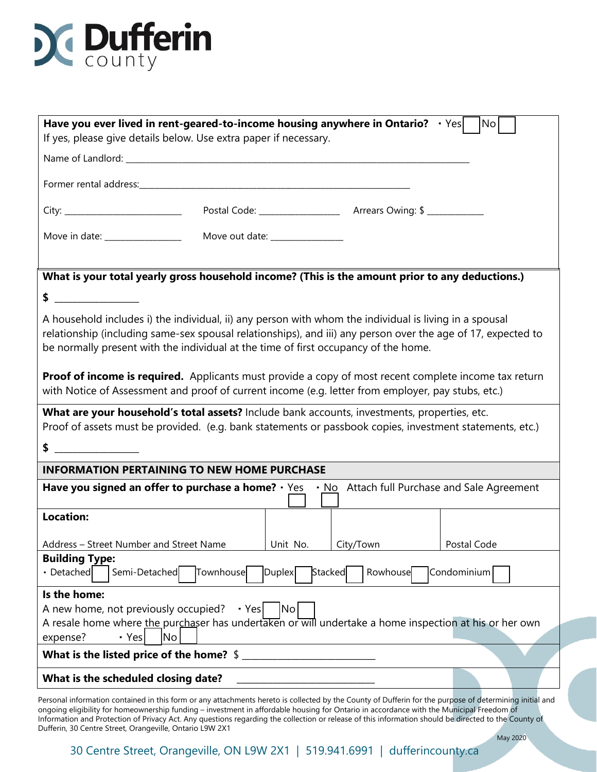Dufferin county

**Have you ever lived in rent-geared-to-income housing anywhere in Ontario?** • Yes ☐ No ☐
If yes, please give details below. Use extra paper if necessary.

Name of Landlord: ______________________________________________

Former rental address: ______________________________________________

City: ____________________ Postal Code: ______________ Arrears Owing: $ __________

Move in date: ______________ Move out date: ______________

**What is your total yearly gross household income? (This is the amount prior to any deductions.)**

**$** ______________

A household includes i) the individual, ii) any person with whom the individual is living in a spousal relationship (including same-sex spousal relationships), and iii) any person over the age of 17, expected to be normally present with the individual at the time of first occupancy of the home.

**Proof of income is required.** Applicants must provide a copy of most recent complete income tax return with Notice of Assessment and proof of current income (e.g. letter from employer, pay stubs, etc.)

**What are your household's total assets?** Include bank accounts, investments, properties, etc.
Proof of assets must be provided. (e.g. bank statements or passbook copies, investment statements, etc.)

**$** ______________

## INFORMATION PERTAINING TO NEW HOME PURCHASE

**Have you signed an offer to purchase a home?** • Yes ☐ • No ☐ Attach full Purchase and Sale Agreement

**Location:**

| Address – Street Number and Street Name | Unit No. | City/Town | Postal Code |
|---|---|---|---|
| | | | |

**Building Type:**
• Detached ☐ Semi-Detached ☐ Townhouse ☐ Duplex ☐ Stacked ☐ Rowhouse ☐ Condominium ☐

**Is the home:**
A new home, not previously occupied? • Yes ☐ No ☐
A resale home where the purchaser has undertaken or will undertake a home inspection at his or her own expense? • Yes ☐ No ☐

**What is the listed price of the home?** $ ______________________

**What is the scheduled closing date?** ______________________

Personal information contained in this form or any attachments hereto is collected by the County of Dufferin for the purpose of determining initial and ongoing eligibility for homeownership funding – investment in affordable housing for Ontario in accordance with the Municipal Freedom of Information and Protection of Privacy Act. Any questions regarding the collection or release of this information should be directed to the County of Dufferin, 30 Centre Street, Orangeville, Ontario L9W 2X1

May 2020

30 Centre Street, Orangeville, ON L9W 2X1 | 519.941.6991 | dufferincounty.ca